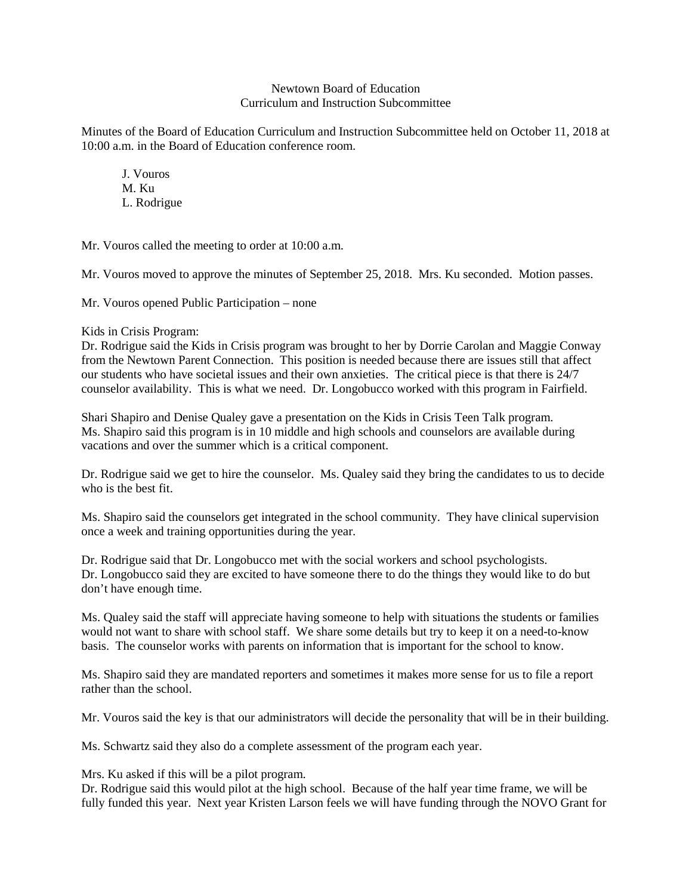Newtown Board of Education
Curriculum and Instruction Subcommittee

Minutes of the Board of Education Curriculum and Instruction Subcommittee held on October 11, 2018 at 10:00 a.m. in the Board of Education conference room.

J. Vouros
M. Ku
L. Rodrigue

Mr. Vouros called the meeting to order at 10:00 a.m.

Mr. Vouros moved to approve the minutes of September 25, 2018. Mrs. Ku seconded. Motion passes.

Mr. Vouros opened Public Participation – none

Kids in Crisis Program:
Dr. Rodrigue said the Kids in Crisis program was brought to her by Dorrie Carolan and Maggie Conway from the Newtown Parent Connection. This position is needed because there are issues still that affect our students who have societal issues and their own anxieties. The critical piece is that there is 24/7 counselor availability. This is what we need. Dr. Longobucco worked with this program in Fairfield.

Shari Shapiro and Denise Qualey gave a presentation on the Kids in Crisis Teen Talk program. Ms. Shapiro said this program is in 10 middle and high schools and counselors are available during vacations and over the summer which is a critical component.

Dr. Rodrigue said we get to hire the counselor. Ms. Qualey said they bring the candidates to us to decide who is the best fit.

Ms. Shapiro said the counselors get integrated in the school community. They have clinical supervision once a week and training opportunities during the year.

Dr. Rodrigue said that Dr. Longobucco met with the social workers and school psychologists. Dr. Longobucco said they are excited to have someone there to do the things they would like to do but don't have enough time.

Ms. Qualey said the staff will appreciate having someone to help with situations the students or families would not want to share with school staff. We share some details but try to keep it on a need-to-know basis. The counselor works with parents on information that is important for the school to know.

Ms. Shapiro said they are mandated reporters and sometimes it makes more sense for us to file a report rather than the school.

Mr. Vouros said the key is that our administrators will decide the personality that will be in their building.

Ms. Schwartz said they also do a complete assessment of the program each year.

Mrs. Ku asked if this will be a pilot program.
Dr. Rodrigue said this would pilot at the high school. Because of the half year time frame, we will be fully funded this year. Next year Kristen Larson feels we will have funding through the NOVO Grant for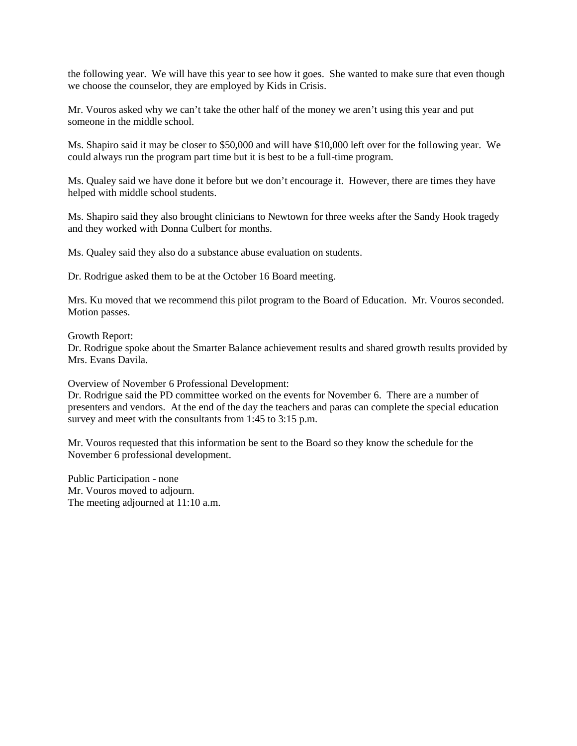the following year. We will have this year to see how it goes. She wanted to make sure that even though we choose the counselor, they are employed by Kids in Crisis.

Mr. Vouros asked why we can't take the other half of the money we aren't using this year and put someone in the middle school.

Ms. Shapiro said it may be closer to $50,000 and will have $10,000 left over for the following year. We could always run the program part time but it is best to be a full-time program.

Ms. Qualey said we have done it before but we don't encourage it. However, there are times they have helped with middle school students.

Ms. Shapiro said they also brought clinicians to Newtown for three weeks after the Sandy Hook tragedy and they worked with Donna Culbert for months.

Ms. Qualey said they also do a substance abuse evaluation on students.

Dr. Rodrigue asked them to be at the October 16 Board meeting.

Mrs. Ku moved that we recommend this pilot program to the Board of Education. Mr. Vouros seconded. Motion passes.

Growth Report:
Dr. Rodrigue spoke about the Smarter Balance achievement results and shared growth results provided by Mrs. Evans Davila.

Overview of November 6 Professional Development:
Dr. Rodrigue said the PD committee worked on the events for November 6. There are a number of presenters and vendors. At the end of the day the teachers and paras can complete the special education survey and meet with the consultants from 1:45 to 3:15 p.m.

Mr. Vouros requested that this information be sent to the Board so they know the schedule for the November 6 professional development.

Public Participation - none
Mr. Vouros moved to adjourn.
The meeting adjourned at 11:10 a.m.